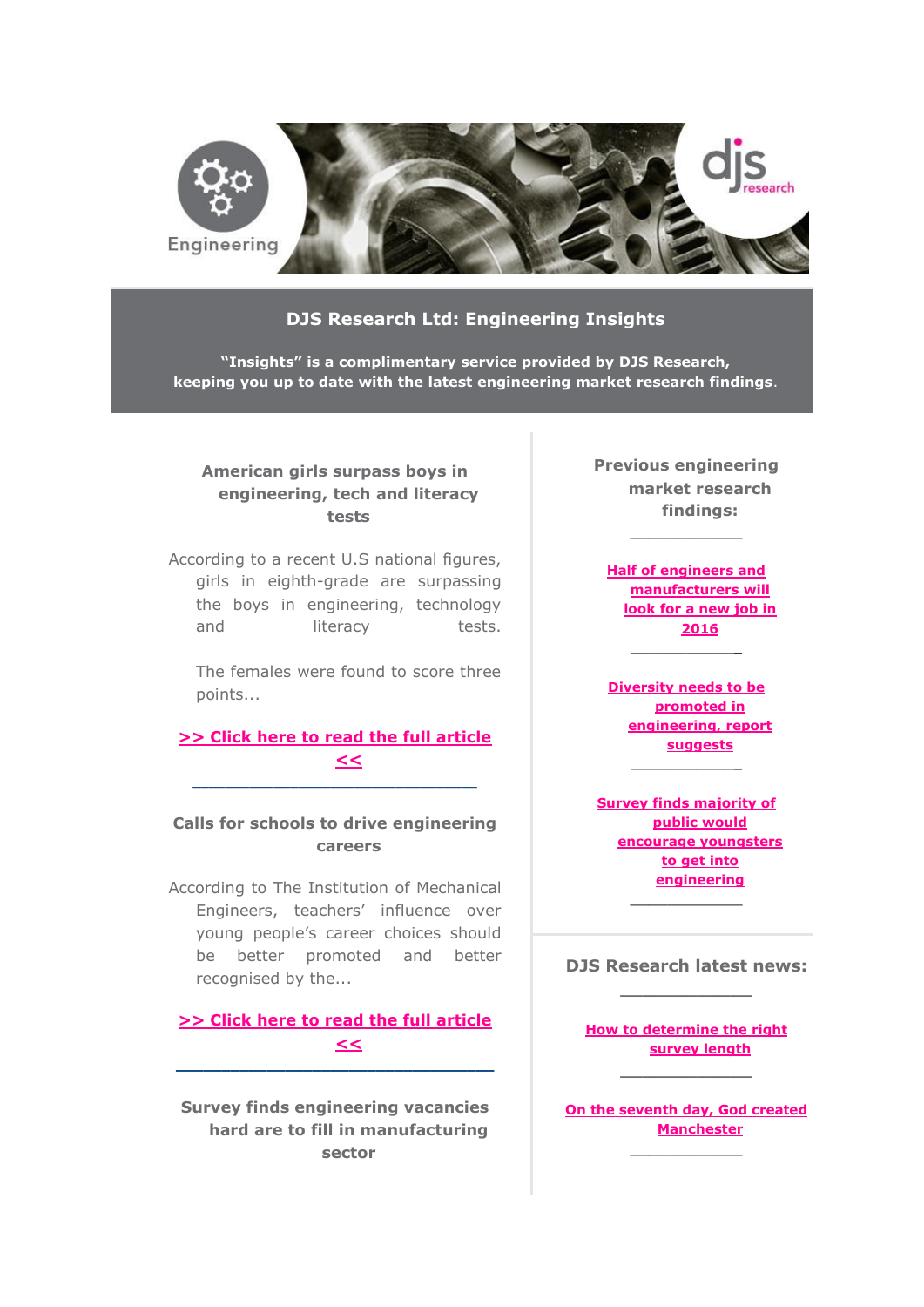Engineering

djs research

# DJS Research Ltd: Engineering Insights

**"Insights" is a complimentary service provided by DJS Research, keeping you up to date with the latest engineering market research findings.**

### American girls surpass boys in engineering, tech and literacy tests

According to a recent U.S national figures, girls in eighth-grade are surpassing the boys in engineering, technology and literacy tests.

The females were found to score three points...

**>> Click here to read the full article <<**

---

### Calls for schools to drive engineering careers

According to The Institution of Mechanical Engineers, teachers' influence over young people's career choices should be better promoted and better recognised by the...

**>> Click here to read the full article <<**

---

### Survey finds engineering vacancies hard are to fill in manufacturing sector

### Previous engineering market research findings:

---

**Half of engineers and manufacturers will look for a new job in 2016**

---

**Diversity needs to be promoted in engineering, report suggests**

---

**Survey finds majority of public would encourage youngsters to get into engineering**

---

### DJS Research latest news:

---

**How to determine the right survey length**

---

**On the seventh day, God created Manchester**

---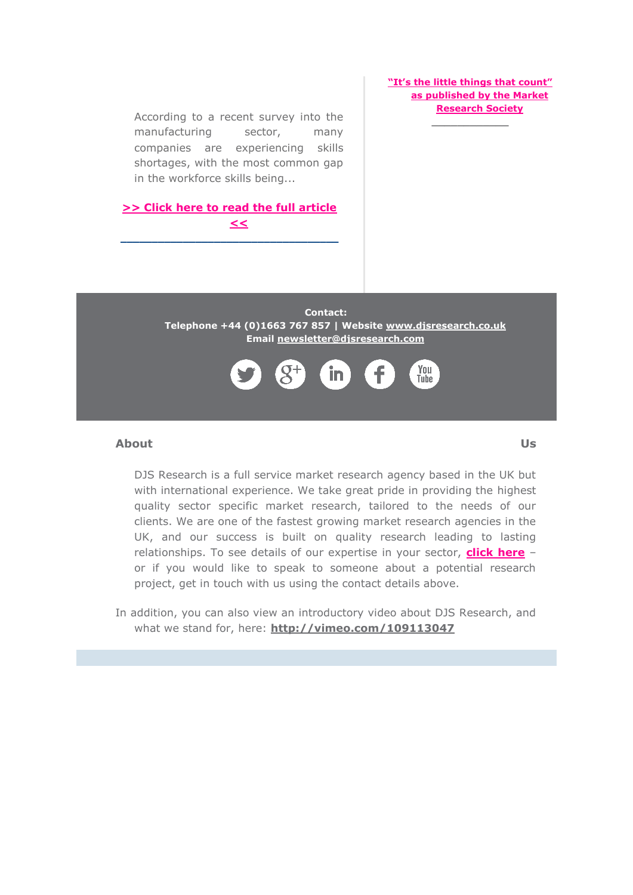According to a recent survey into the manufacturing sector, many companies are experiencing skills shortages, with the most common gap in the workforce skills being...

**>> Click here to read the full article <<**

---

**"It's the little things that count" as published by the Market Research Society**

---

**Contact:**
**Telephone +44 (0)1663 767 857 | Website www.djsresearch.co.uk**
**Email newsletter@djsresearch.com**

**About Us**

DJS Research is a full service market research agency based in the UK but with international experience. We take great pride in providing the highest quality sector specific market research, tailored to the needs of our clients. We are one of the fastest growing market research agencies in the UK, and our success is built on quality research leading to lasting relationships. To see details of our expertise in your sector, **click here** – or if you would like to speak to someone about a potential research project, get in touch with us using the contact details above.

In addition, you can also view an introductory video about DJS Research, and what we stand for, here: **http://vimeo.com/109113047**